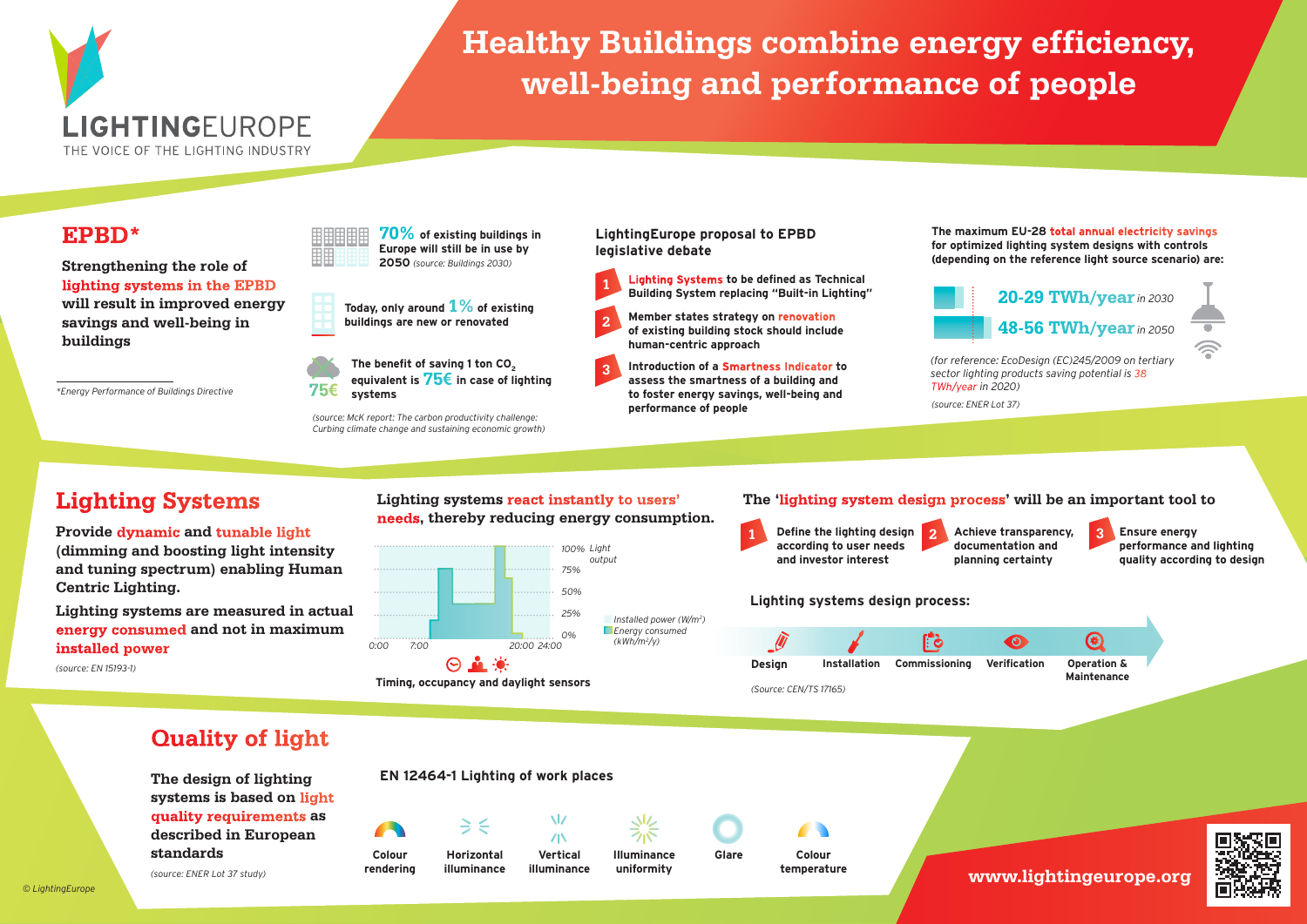LIGHTINGEUROPE
THE VOICE OF THE LIGHTING INDUSTRY

# Healthy Buildings combine energy efficiency, well-being and performance of people

## EPBD*

**Strengthening the role of lighting systems in the EPBD will result in improved energy savings and well-being in buildings**

*\*Energy Performance of Buildings Directive*

**70%** of existing buildings in Europe will still be in use by **2050** *(source: Buildings 2030)*

Today, only around **1%** of existing buildings are new or renovated

The benefit of saving 1 ton $CO_2$ equivalent is **75€** in case of lighting systems

*(source: McK report: The carbon productivity challenge: Curbing climate change and sustaining economic growth)*

### LightingEurope proposal to EPBD legislative debate

1. **Lighting Systems** to be defined as Technical Building System replacing "Built-in Lighting"
2. Member states strategy on **renovation** of existing building stock should include human-centric approach
3. Introduction of a **Smartness Indicator** to assess the smartness of a building and to foster energy savings, well-being and performance of people

**The maximum EU-28 total annual electricity savings for optimized lighting system designs with controls (depending on the reference light source scenario) are:**

- **20-29 TWh/year** *in 2030*
- **48-56 TWh/year** *in 2050*

*(for reference: EcoDesign (EC)245/2009 on tertiary sector lighting products saving potential is 38 TWh/year in 2020)*

*(source: ENER Lot 37)*

## Lighting Systems

**Provide dynamic and tunable light (dimming and boosting light intensity and tuning spectrum) enabling Human Centric Lighting.**

**Lighting systems are measured in actual energy consumed and not in maximum installed power**

*(source: EN 15193-1)*

**Lighting systems react instantly to users' needs, thereby reducing energy consumption.**

Light output: 100%, 75%, 50%, 25%, 0% — Time: 0:00, 7:00, 20:00, 24:00

*Installed power (W/m²)*
*Energy consumed (kWh/m²/y)*

**Timing, occupancy and daylight sensors**

**The 'lighting system design process' will be an important tool to**

1. Define the lighting design according to user needs and investor interest
2. Achieve transparency, documentation and planning certainty
3. Ensure energy performance and lighting quality according to design

**Lighting systems design process:**

Design → Installation → Commissioning → Verification → Operation & Maintenance

*(Source: CEN/TS 17165)*

## Quality of light

**The design of lighting systems is based on light quality requirements as described in European standards**

*(source: ENER Lot 37 study)*

**EN 12464-1 Lighting of work places**

- Colour rendering
- Horizontal illuminance
- Vertical illuminance
- Illuminance uniformity
- Glare
- Colour temperature

**www.lightingeurope.org**

*© LightingEurope*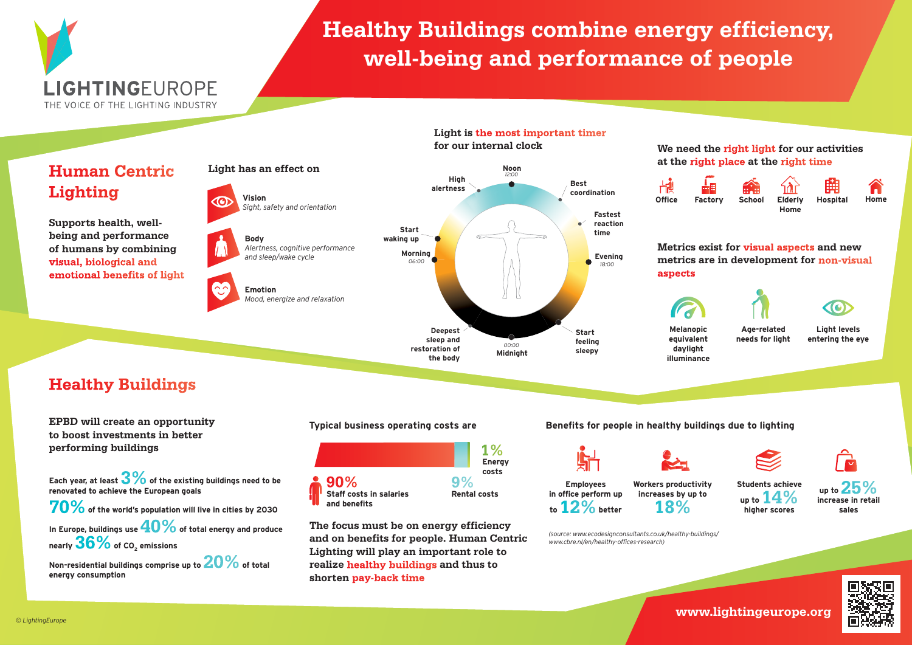LIGHTINGEUROPE

THE VOICE OF THE LIGHTING INDUSTRY

# Healthy Buildings combine energy efficiency, well-being and performance of people

## Human Centric Lighting

**Supports health, well-being and performance of humans by combining visual, biological and emotional benefits of light**

### Light has an effect on

**Vision**
*Sight, safety and orientation*

**Body**
*Alertness, cognitive performance and sleep/wake cycle*

**Emotion**
*Mood, energize and relaxation*

### Light is the most important timer for our internal clock

Noon
12:00

High alertness

Best coordination

Fastest reaction time

Evening
18:00

Start feeling sleepy

00:00
Midnight

Deepest sleep and restoration of the body

Morning
06:00

Start waking up

### We need the right light for our activities at the right place at the right time

Office

Factory

School

Elderly Home

Hospital

Home

### Metrics exist for visual aspects and new metrics are in development for non-visual aspects

Melanopic equivalent daylight illuminance

Age-related needs for light

Light levels entering the eye

## Healthy Buildings

**EPBD will create an opportunity to boost investments in better performing buildings**

Each year, at least **3%** of the existing buildings need to be renovated to achieve the European goals

**70%** of the world's population will live in cities by 2030

In Europe, buildings use **40%** of total energy and produce nearly **36%** of $CO_2$ emissions

Non-residential buildings comprise up to **20%** of total energy consumption

### Typical business operating costs are

**90%**
Staff costs in salaries and benefits

**9%**
Rental costs

**1%**
Energy costs

**The focus must be on energy efficiency and on benefits for people. Human Centric Lighting will play an important role to realize healthy buildings and thus to shorten pay-back time**

### Benefits for people in healthy buildings due to lighting

Employees in office perform up to **12%** better

Workers productivity increases by up to **18%**

Students achieve up to **14%** higher scores

up to **25%** increase in retail sales

*(source: www.ecodesignconsultants.co.uk/healthy-buildings/ www.cbre.nl/en/healthy-offices-research)*

**www.lightingeurope.org**

*© LightingEurope*